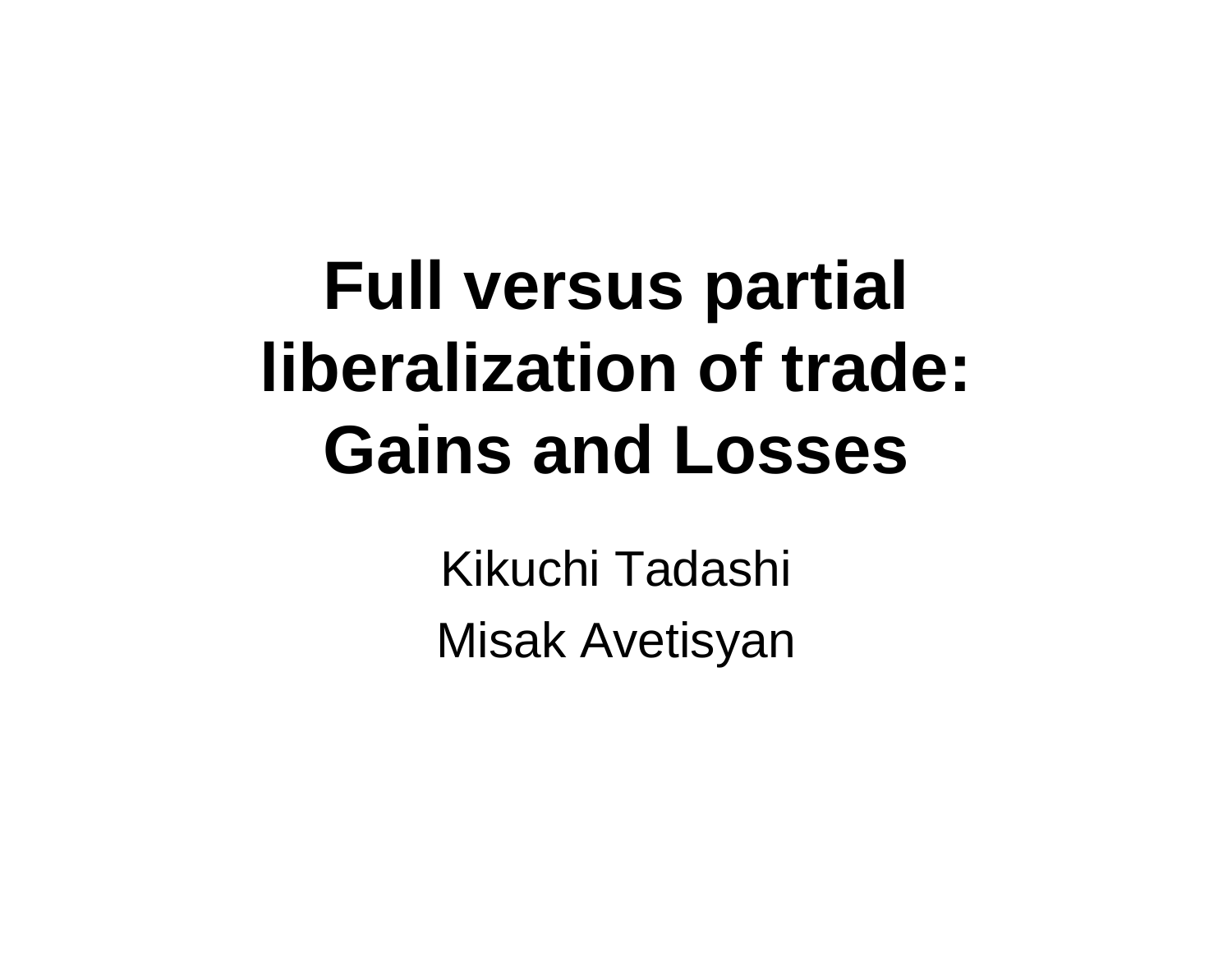# Full versus partial liberalization of trade: Gains and Losses

Kikuchi Tadashi

Misak Avetisyan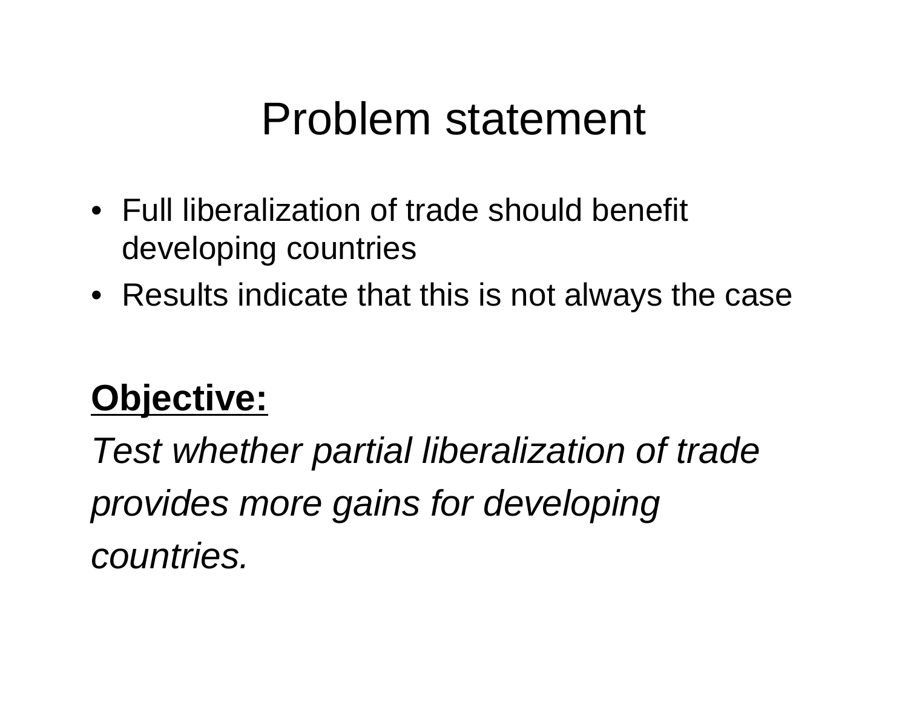# Problem statement

- Full liberalization of trade should benefit developing countries
- Results indicate that this is not always the case

**Objective:**

*Test whether partial liberalization of trade provides more gains for developing countries.*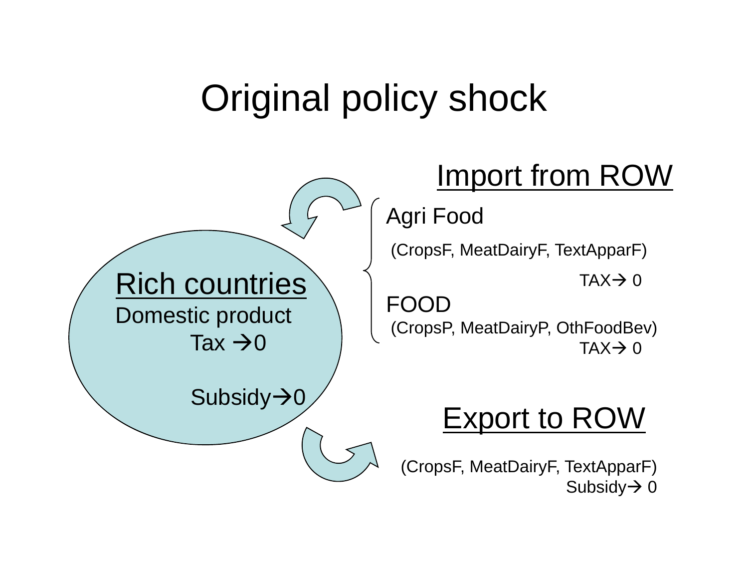# Original policy shock

## Rich countries

Domestic product

Tax → 0

Subsidy → 0

## Import from ROW

**Agri Food**

(CropsF, MeatDairyF, TextApparF)

TAX → 0

**FOOD**

(CropsP, MeatDairyP, OthFoodBev)

TAX → 0

## Export to ROW

(CropsF, MeatDairyF, TextApparF)

Subsidy → 0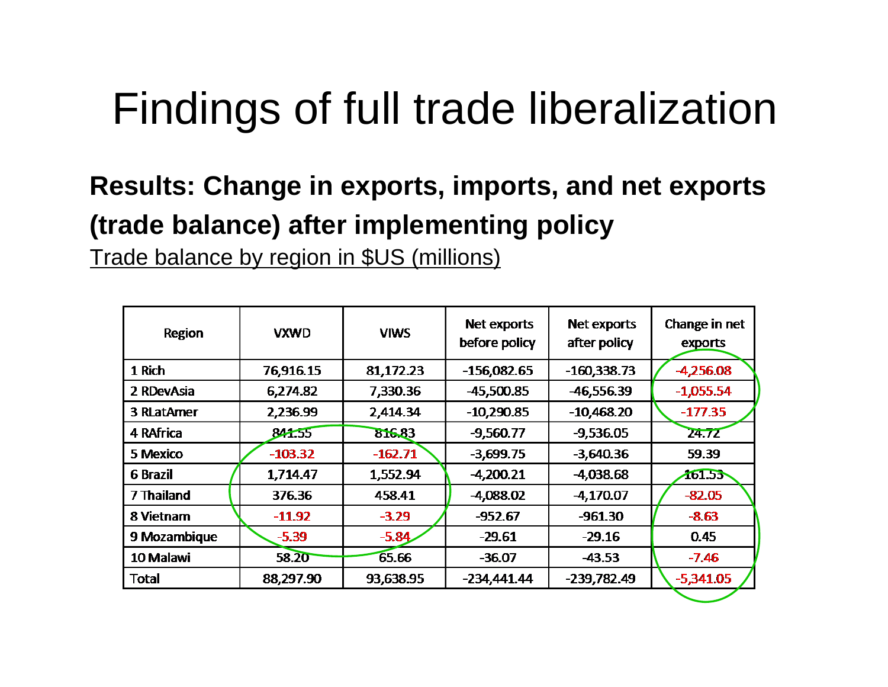# Findings of full trade liberalization

**Results: Change in exports, imports, and net exports (trade balance) after implementing policy**

Trade balance by region in $US (millions)

| Region | VXWD | VIWS | Net exports before policy | Net exports after policy | Change in net exports |
|---|---|---|---|---|---|
| 1 Rich | 76,916.15 | 81,172.23 | -156,082.65 | -160,338.73 | -4,256.08 |
| 2 RDevAsia | 6,274.82 | 7,330.36 | -45,500.85 | -46,556.39 | -1,055.54 |
| 3 RLatAmer | 2,236.99 | 2,414.34 | -10,290.85 | -10,468.20 | -177.35 |
| 4 RAfrica | 841.55 | 816.83 | -9,560.77 | -9,536.05 | 24.72 |
| 5 Mexico | -103.32 | -162.71 | -3,699.75 | -3,640.36 | 59.39 |
| 6 Brazil | 1,714.47 | 1,552.94 | -4,200.21 | -4,038.68 | 161.53 |
| 7 Thailand | 376.36 | 458.41 | -4,088.02 | -4,170.07 | -82.05 |
| 8 Vietnam | -11.92 | -3.29 | -952.67 | -961.30 | -8.63 |
| 9 Mozambique | -5.39 | -5.84 | -29.61 | -29.16 | 0.45 |
| 10 Malawi | 58.20 | 65.66 | -36.07 | -43.53 | -7.46 |
| Total | 88,297.90 | 93,638.95 | -234,441.44 | -239,782.49 | -5,341.05 |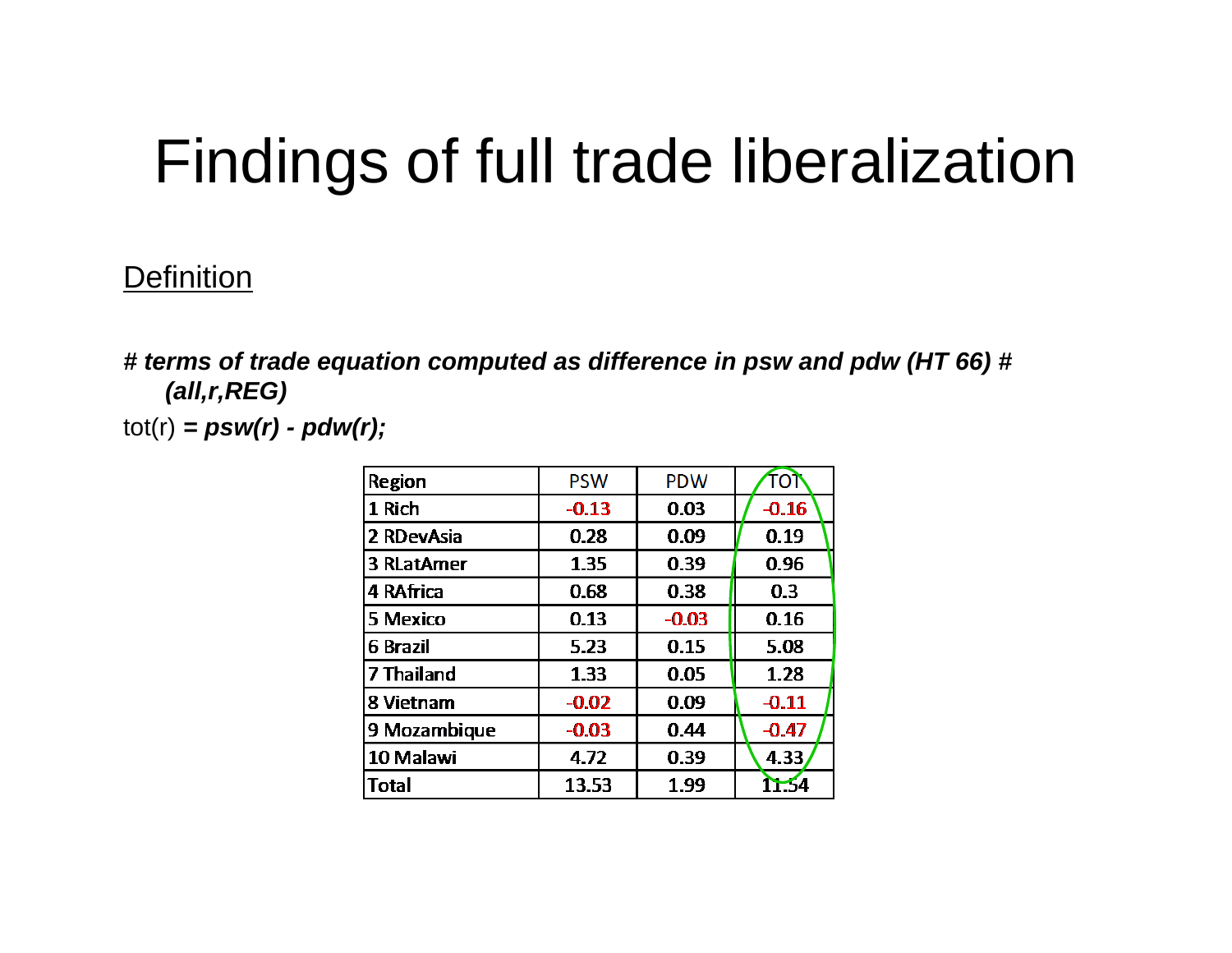# Findings of full trade liberalization

Definition

***# terms of trade equation computed as difference in psw and pdw (HT 66) # (all,r,REG)***

tot(r) ***= psw(r) - pdw(r);***

| Region | PSW | PDW | TOT |
|---|---|---|---|
| 1 Rich | -0.13 | 0.03 | -0.16 |
| 2 RDevAsia | 0.28 | 0.09 | 0.19 |
| 3 RLatAmer | 1.35 | 0.39 | 0.96 |
| 4 RAfrica | 0.68 | 0.38 | 0.3 |
| 5 Mexico | 0.13 | -0.03 | 0.16 |
| 6 Brazil | 5.23 | 0.15 | 5.08 |
| 7 Thailand | 1.33 | 0.05 | 1.28 |
| 8 Vietnam | -0.02 | 0.09 | -0.11 |
| 9 Mozambique | -0.03 | 0.44 | -0.47 |
| 10 Malawi | 4.72 | 0.39 | 4.33 |
| Total | 13.53 | 1.99 | 11.54 |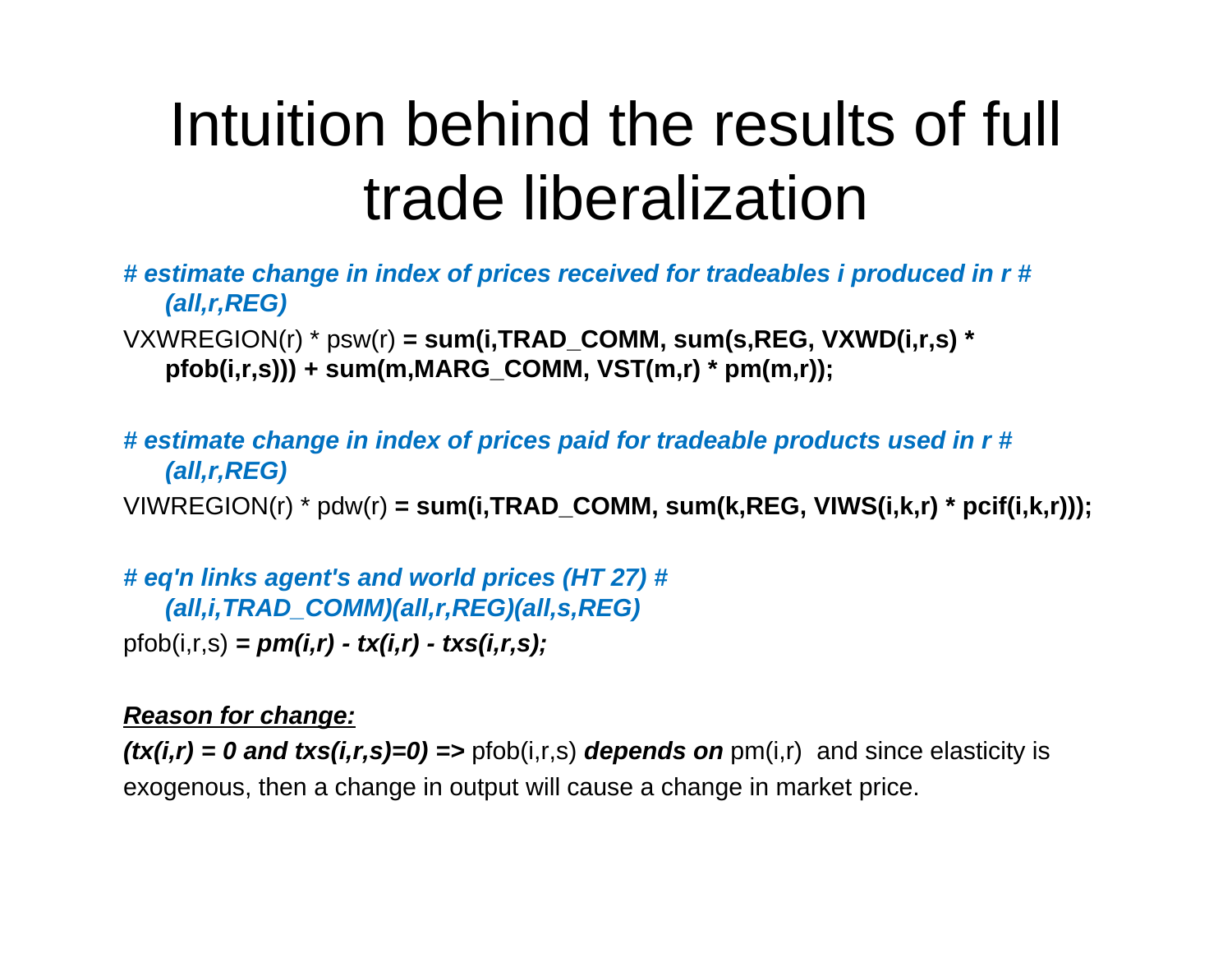# Intuition behind the results of full trade liberalization

***# estimate change in index of prices received for tradeables i produced in r # (all,r,REG)***

VXWREGION(r) * psw(r) **= sum(i,TRAD_COMM, sum(s,REG, VXWD(i,r,s) * pfob(i,r,s))) + sum(m,MARG_COMM, VST(m,r) * pm(m,r));**

***# estimate change in index of prices paid for tradeable products used in r # (all,r,REG)***

VIWREGION(r) * pdw(r) **= sum(i,TRAD_COMM, sum(k,REG, VIWS(i,k,r) * pcif(i,k,r)));**

***# eq'n links agent's and world prices (HT 27) # (all,i,TRAD_COMM)(all,r,REG)(all,s,REG)***

pfob(i,r,s) ***= pm(i,r) - tx(i,r) - txs(i,r,s);***

***<u>Reason for change:</u>***

***(tx(i,r) = 0 and txs(i,r,s)=0) =>*** pfob(i,r,s) ***depends on*** pm(i,r) and since elasticity is exogenous, then a change in output will cause a change in market price.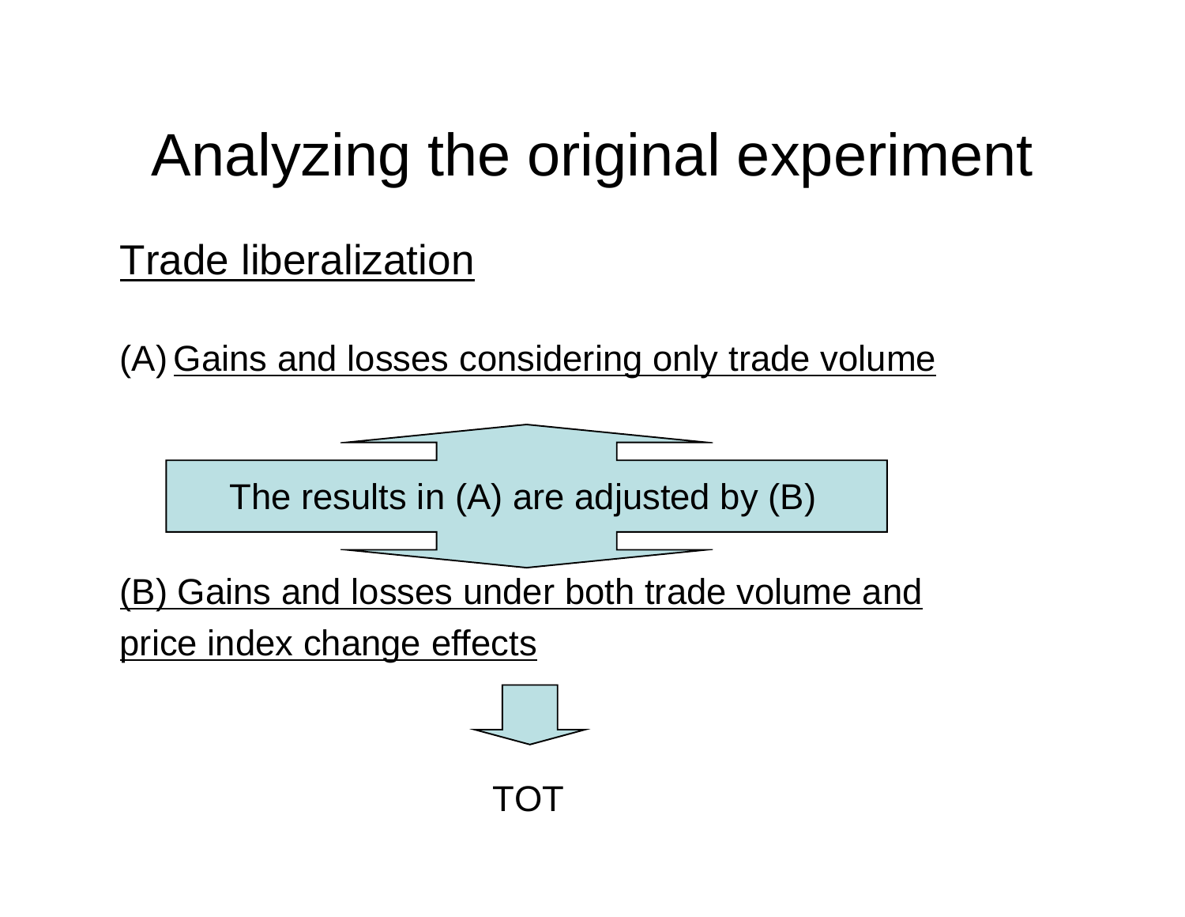# Analyzing the original experiment

Trade liberalization

(A) Gains and losses considering only trade volume

The results in (A) are adjusted by (B)

(B) Gains and losses under both trade volume and price index change effects

TOT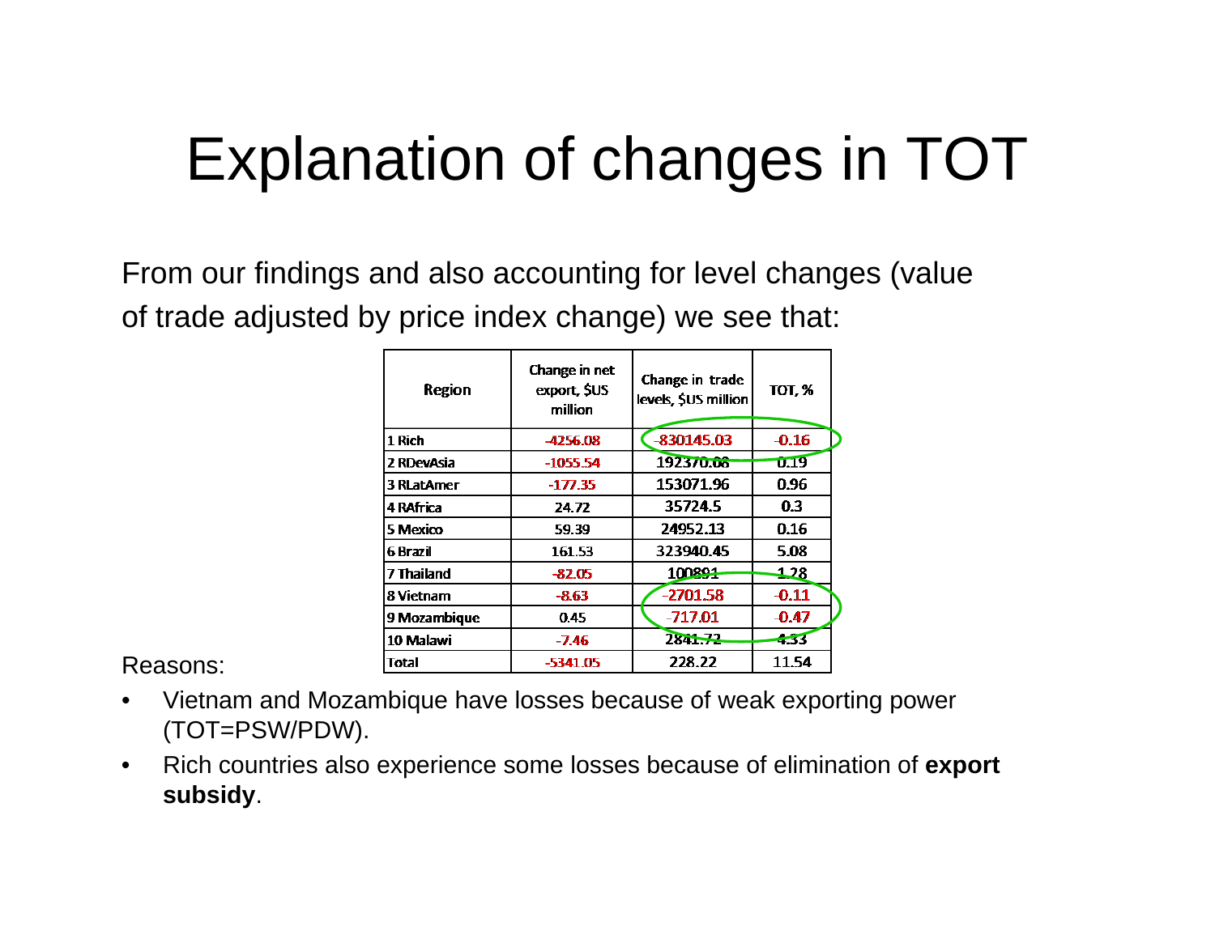# Explanation of changes in TOT

From our findings and also accounting for level changes (value of trade adjusted by price index change) we see that:

| Region | Change in net export, $US million | Change in trade levels, $US million | TOT, % |
|---|---|---|---|
| 1 Rich | -4256.08 | -830145.03 | -0.16 |
| 2 RDevAsia | -1055.54 | 192370.08 | 0.19 |
| 3 RLatAmer | -177.35 | 153071.96 | 0.96 |
| 4 RAfrica | 24.72 | 35724.5 | 0.3 |
| 5 Mexico | 59.39 | 24952.13 | 0.16 |
| 6 Brazil | 161.53 | 323940.45 | 5.08 |
| 7 Thailand | -82.05 | 100891 | 1.28 |
| 8 Vietnam | -8.63 | -2701.58 | -0.11 |
| 9 Mozambique | 0.45 | -717.01 | -0.47 |
| 10 Malawi | -7.46 | 2841.72 | 4.33 |
| Total | -5341.05 | 228.22 | 11.54 |

Reasons:

- Vietnam and Mozambique have losses because of weak exporting power (TOT=PSW/PDW).
- Rich countries also experience some losses because of elimination of **export subsidy**.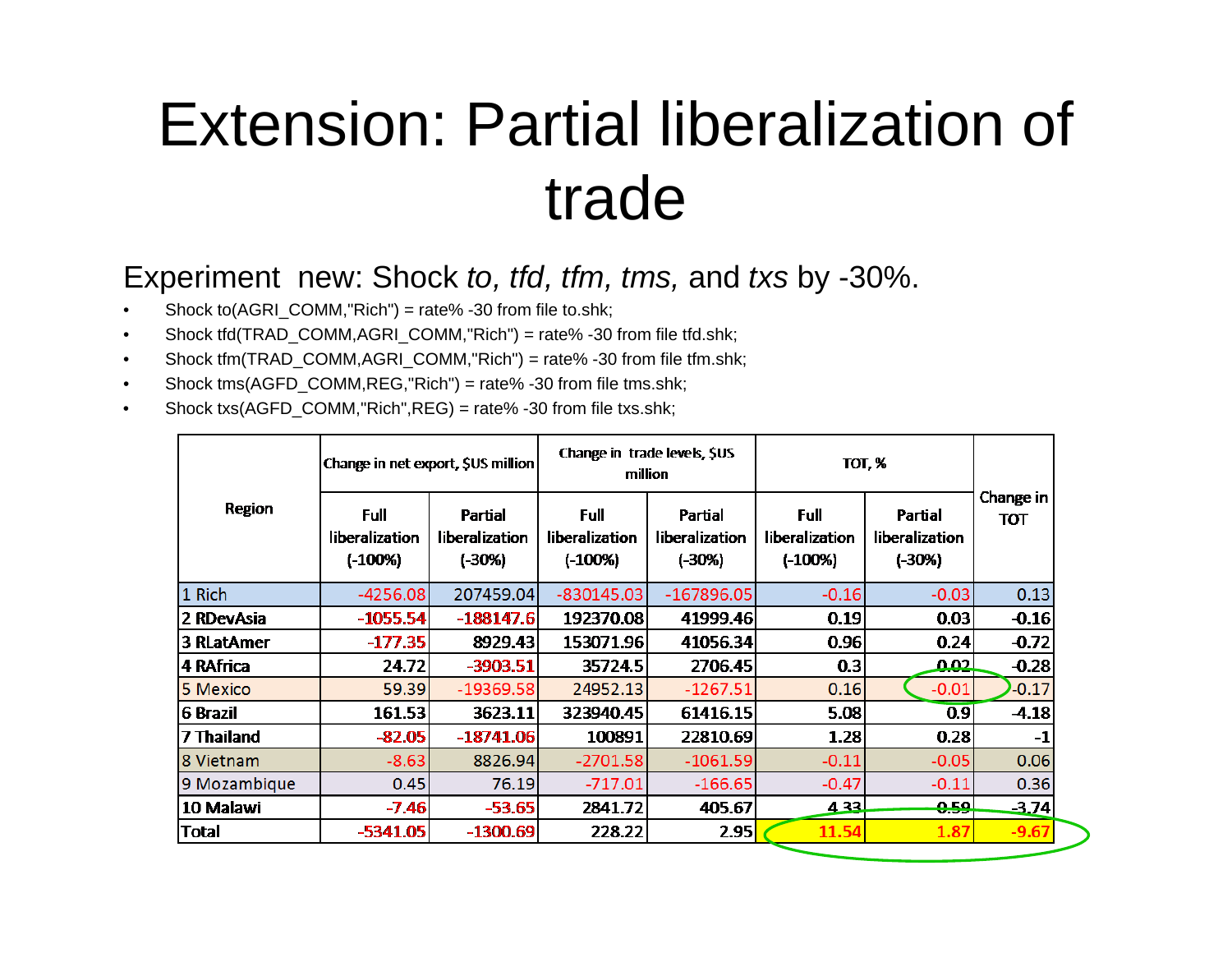# Extension: Partial liberalization of trade

Experiment new: Shock *to, tfd, tfm, tms,* and *txs* by -30%.

- Shock to(AGRI_COMM,"Rich") = rate% -30 from file to.shk;
- Shock tfd(TRAD_COMM,AGRI_COMM,"Rich") = rate% -30 from file tfd.shk;
- Shock tfm(TRAD_COMM,AGRI_COMM,"Rich") = rate% -30 from file tfm.shk;
- Shock tms(AGFD_COMM,REG,"Rich") = rate% -30 from file tms.shk;
- Shock txs(AGFD_COMM,"Rich",REG) = rate% -30 from file txs.shk;

| Region | Change in net export, $US million | | Change in trade levels, $US million | | TOT, % | | Change in TOT |
|---|---|---|---|---|---|---|---|
| | Full liberalization (-100%) | Partial liberalization (-30%) | Full liberalization (-100%) | Partial liberalization (-30%) | Full liberalization (-100%) | Partial liberalization (-30%) | |
| 1 Rich | -4256.08 | 207459.04 | -830145.03 | -167896.05 | -0.16 | -0.03 | 0.13 |
| 2 RDevAsia | -1055.54 | -188147.6 | 192370.08 | 41999.46 | 0.19 | 0.03 | -0.16 |
| 3 RLatAmer | -177.35 | 8929.43 | 153071.96 | 41056.34 | 0.96 | 0.24 | -0.72 |
| 4 RAfrica | 24.72 | -3903.51 | 35724.5 | 2706.45 | 0.3 | 0.02 | -0.28 |
| 5 Mexico | 59.39 | -19369.58 | 24952.13 | -1267.51 | 0.16 | -0.01 | -0.17 |
| 6 Brazil | 161.53 | 3623.11 | 323940.45 | 61416.15 | 5.08 | 0.9 | -4.18 |
| 7 Thailand | -82.05 | -18741.06 | 100891 | 22810.69 | 1.28 | 0.28 | -1 |
| 8 Vietnam | -8.63 | 8826.94 | -2701.58 | -1061.59 | -0.11 | -0.05 | 0.06 |
| 9 Mozambique | 0.45 | 76.19 | -717.01 | -166.65 | -0.47 | -0.11 | 0.36 |
| 10 Malawi | -7.46 | -53.65 | 2841.72 | 405.67 | 4.33 | 0.59 | -3.74 |
| Total | -5341.05 | -1300.69 | 228.22 | 2.95 | 11.54 | 1.87 | -9.67 |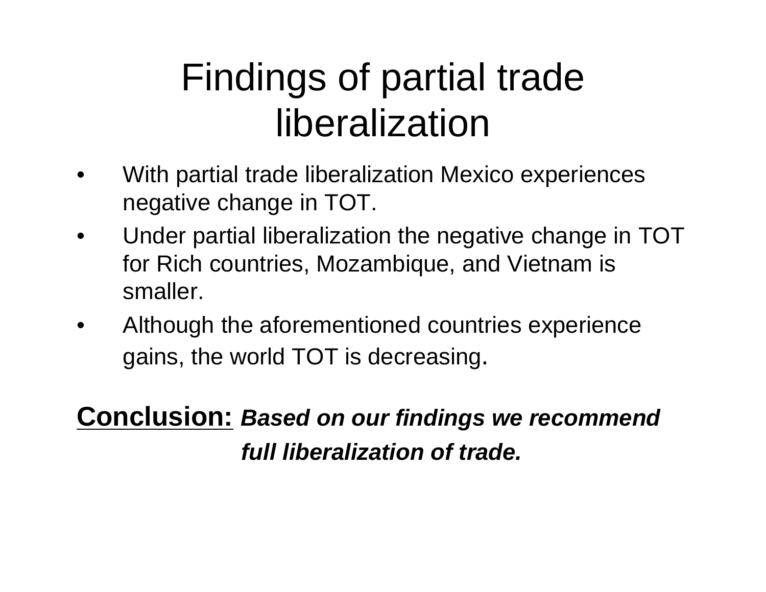# Findings of partial trade liberalization

- With partial trade liberalization Mexico experiences negative change in TOT.
- Under partial liberalization the negative change in TOT for Rich countries, Mozambique, and Vietnam is smaller.
- Although the aforementioned countries experience gains, the world TOT is decreasing.

<u>**Conclusion:**</u> ***Based on our findings we recommend full liberalization of trade.***